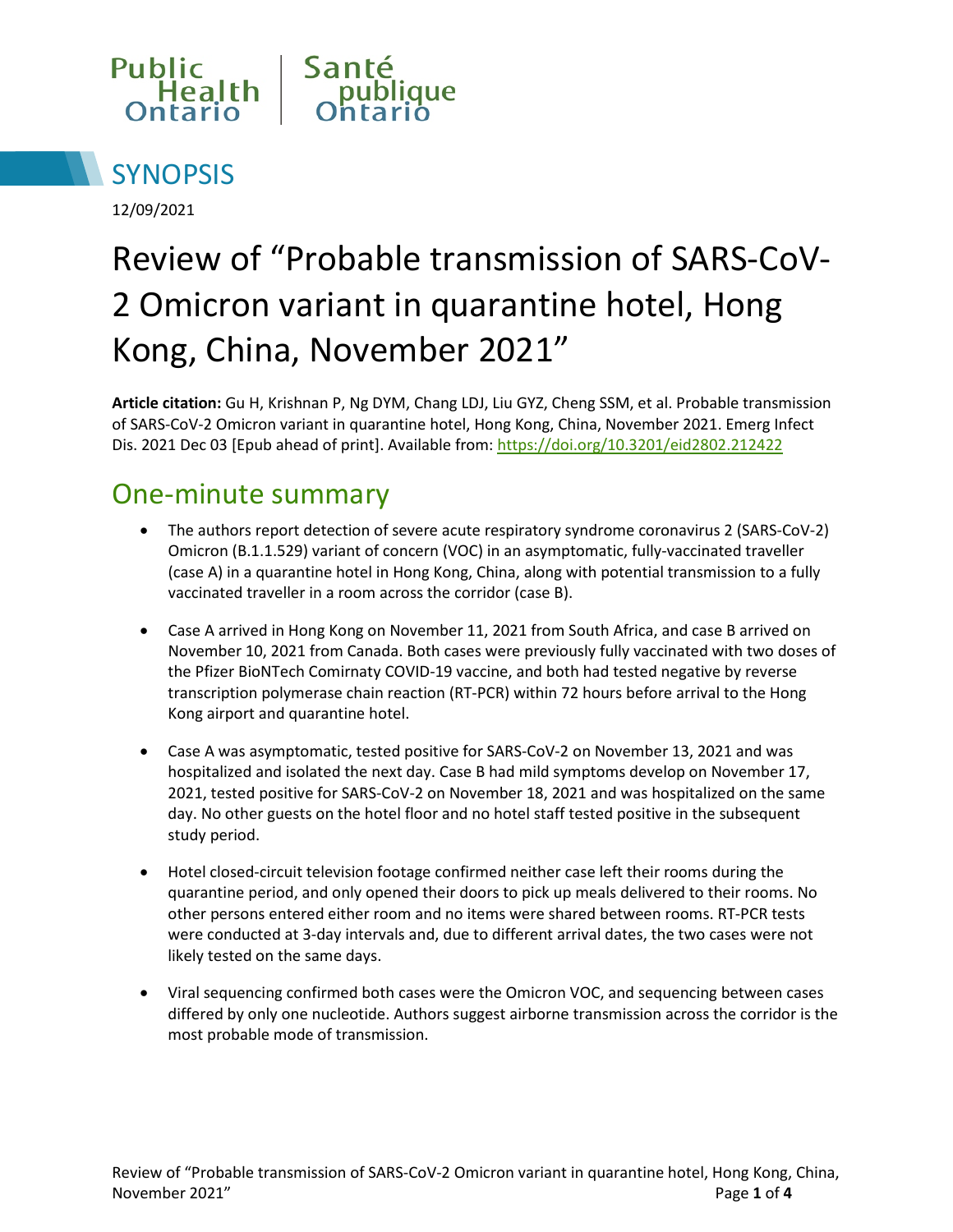Public Health Ontario | Santé publique Ontario

# SYNOPSIS

12/09/2021

# Review of “Probable transmission of SARS-CoV-2 Omicron variant in quarantine hotel, Hong Kong, China, November 2021”

**Article citation:** Gu H, Krishnan P, Ng DYM, Chang LDJ, Liu GYZ, Cheng SSM, et al. Probable transmission of SARS-CoV-2 Omicron variant in quarantine hotel, Hong Kong, China, November 2021. Emerg Infect Dis. 2021 Dec 03 [Epub ahead of print]. Available from: https://doi.org/10.3201/eid2802.212422

## One-minute summary

- The authors report detection of severe acute respiratory syndrome coronavirus 2 (SARS-CoV-2) Omicron (B.1.1.529) variant of concern (VOC) in an asymptomatic, fully-vaccinated traveller (case A) in a quarantine hotel in Hong Kong, China, along with potential transmission to a fully vaccinated traveller in a room across the corridor (case B).
- Case A arrived in Hong Kong on November 11, 2021 from South Africa, and case B arrived on November 10, 2021 from Canada. Both cases were previously fully vaccinated with two doses of the Pfizer BioNTech Comirnaty COVID-19 vaccine, and both had tested negative by reverse transcription polymerase chain reaction (RT-PCR) within 72 hours before arrival to the Hong Kong airport and quarantine hotel.
- Case A was asymptomatic, tested positive for SARS-CoV-2 on November 13, 2021 and was hospitalized and isolated the next day. Case B had mild symptoms develop on November 17, 2021, tested positive for SARS-CoV-2 on November 18, 2021 and was hospitalized on the same day. No other guests on the hotel floor and no hotel staff tested positive in the subsequent study period.
- Hotel closed-circuit television footage confirmed neither case left their rooms during the quarantine period, and only opened their doors to pick up meals delivered to their rooms. No other persons entered either room and no items were shared between rooms. RT-PCR tests were conducted at 3-day intervals and, due to different arrival dates, the two cases were not likely tested on the same days.
- Viral sequencing confirmed both cases were the Omicron VOC, and sequencing between cases differed by only one nucleotide. Authors suggest airborne transmission across the corridor is the most probable mode of transmission.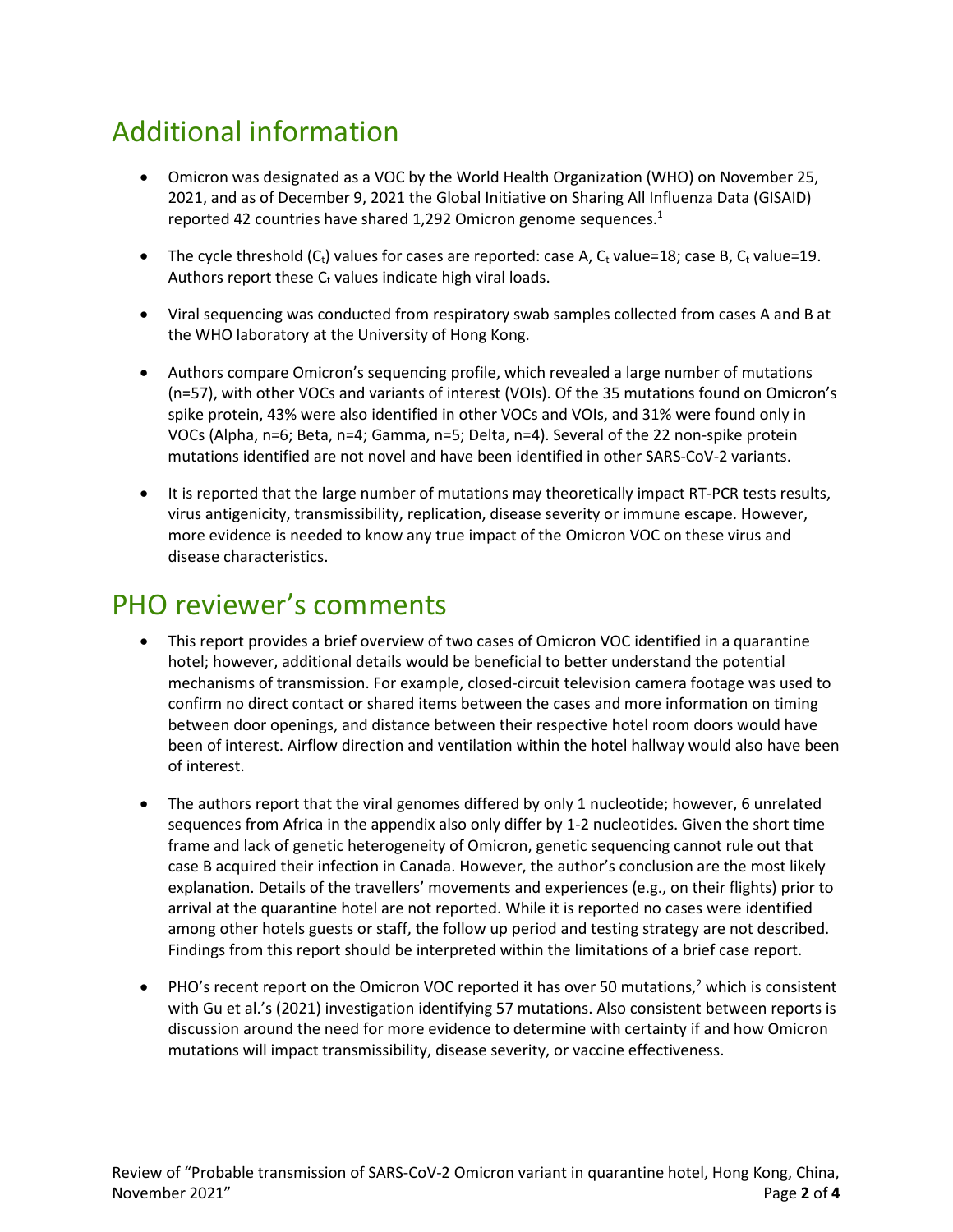## Additional information

- Omicron was designated as a VOC by the World Health Organization (WHO) on November 25, 2021, and as of December 9, 2021 the Global Initiative on Sharing All Influenza Data (GISAID) reported 42 countries have shared 1,292 Omicron genome sequences.[1]

- The cycle threshold ($C_t$) values for cases are reported: case A, $C_t$ value=18; case B, $C_t$ value=19. Authors report these $C_t$ values indicate high viral loads.

- Viral sequencing was conducted from respiratory swab samples collected from cases A and B at the WHO laboratory at the University of Hong Kong.

- Authors compare Omicron's sequencing profile, which revealed a large number of mutations (n=57), with other VOCs and variants of interest (VOIs). Of the 35 mutations found on Omicron's spike protein, 43% were also identified in other VOCs and VOIs, and 31% were found only in VOCs (Alpha, n=6; Beta, n=4; Gamma, n=5; Delta, n=4). Several of the 22 non-spike protein mutations identified are not novel and have been identified in other SARS-CoV-2 variants.

- It is reported that the large number of mutations may theoretically impact RT-PCR tests results, virus antigenicity, transmissibility, replication, disease severity or immune escape. However, more evidence is needed to know any true impact of the Omicron VOC on these virus and disease characteristics.

## PHO reviewer's comments

- This report provides a brief overview of two cases of Omicron VOC identified in a quarantine hotel; however, additional details would be beneficial to better understand the potential mechanisms of transmission. For example, closed-circuit television camera footage was used to confirm no direct contact or shared items between the cases and more information on timing between door openings, and distance between their respective hotel room doors would have been of interest. Airflow direction and ventilation within the hotel hallway would also have been of interest.

- The authors report that the viral genomes differed by only 1 nucleotide; however, 6 unrelated sequences from Africa in the appendix also only differ by 1-2 nucleotides. Given the short time frame and lack of genetic heterogeneity of Omicron, genetic sequencing cannot rule out that case B acquired their infection in Canada. However, the author's conclusion are the most likely explanation. Details of the travellers' movements and experiences (e.g., on their flights) prior to arrival at the quarantine hotel are not reported. While it is reported no cases were identified among other hotels guests or staff, the follow up period and testing strategy are not described. Findings from this report should be interpreted within the limitations of a brief case report.

- PHO's recent report on the Omicron VOC reported it has over 50 mutations,[2] which is consistent with Gu et al.'s (2021) investigation identifying 57 mutations. Also consistent between reports is discussion around the need for more evidence to determine with certainty if and how Omicron mutations will impact transmissibility, disease severity, or vaccine effectiveness.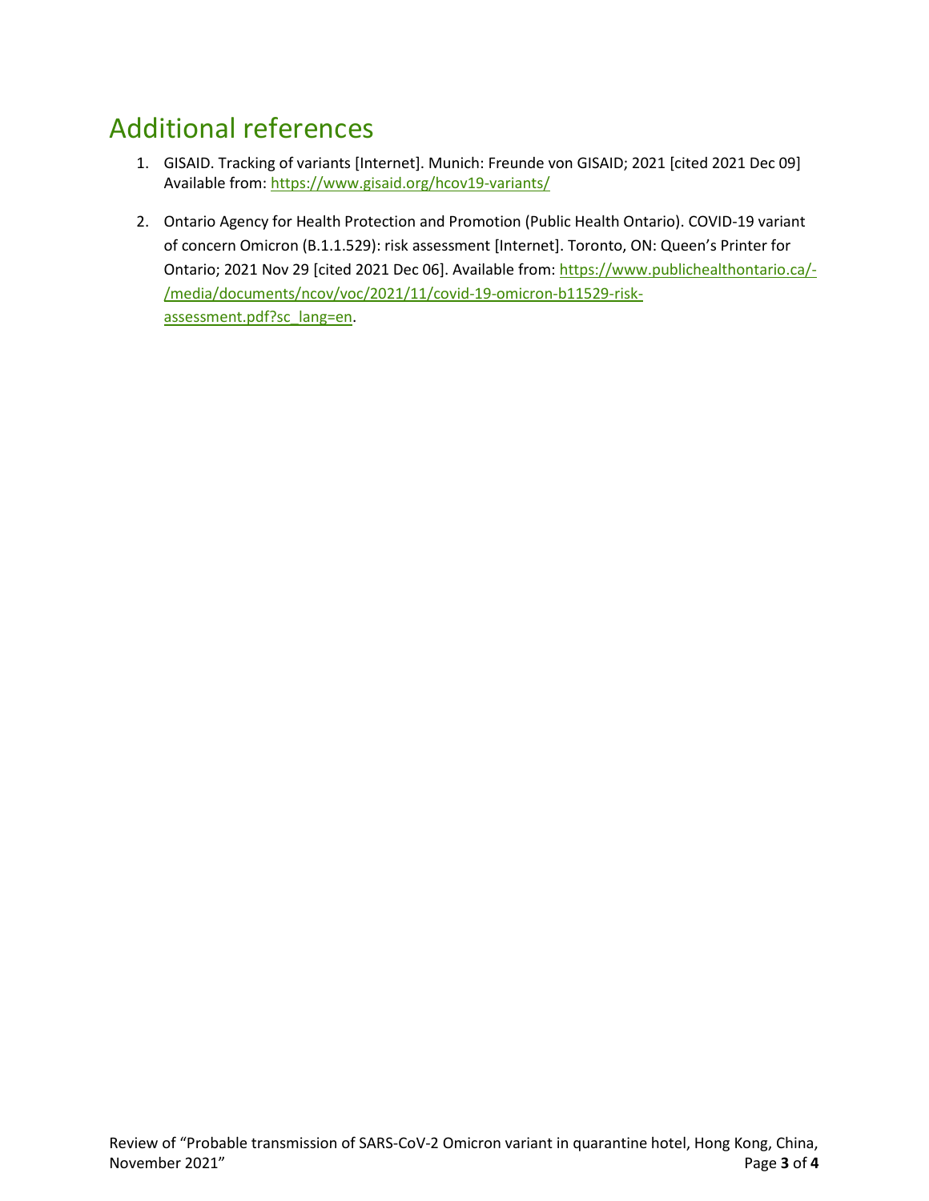# Additional references

1. GISAID. Tracking of variants [Internet]. Munich: Freunde von GISAID; 2021 [cited 2021 Dec 09] Available from: https://www.gisaid.org/hcov19-variants/

2. Ontario Agency for Health Protection and Promotion (Public Health Ontario). COVID-19 variant of concern Omicron (B.1.1.529): risk assessment [Internet]. Toronto, ON: Queen's Printer for Ontario; 2021 Nov 29 [cited 2021 Dec 06]. Available from: https://www.publichealthontario.ca/-/media/documents/ncov/voc/2021/11/covid-19-omicron-b11529-risk-assessment.pdf?sc_lang=en.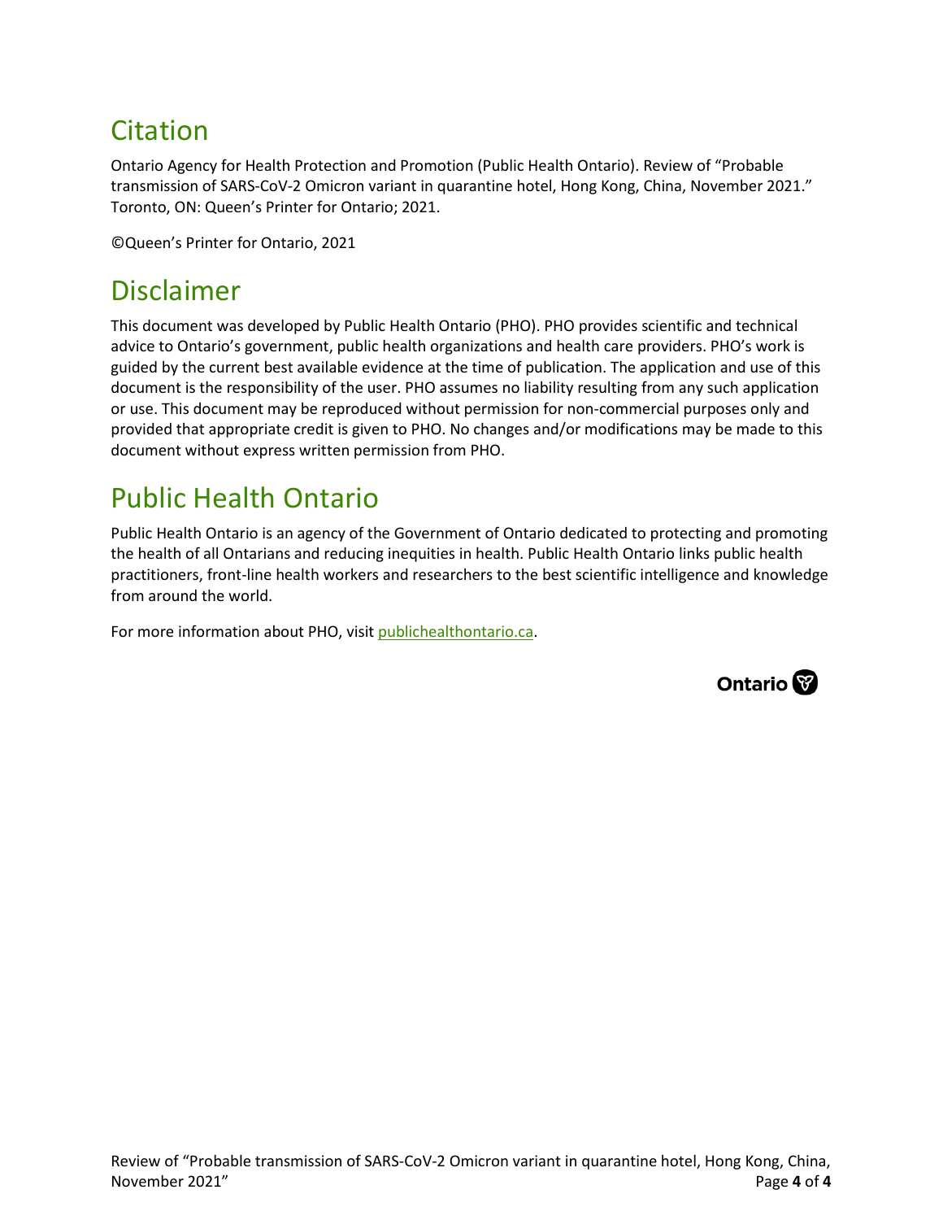## Citation

Ontario Agency for Health Protection and Promotion (Public Health Ontario). Review of "Probable transmission of SARS-CoV-2 Omicron variant in quarantine hotel, Hong Kong, China, November 2021." Toronto, ON: Queen's Printer for Ontario; 2021.

©Queen's Printer for Ontario, 2021

## Disclaimer

This document was developed by Public Health Ontario (PHO). PHO provides scientific and technical advice to Ontario's government, public health organizations and health care providers. PHO's work is guided by the current best available evidence at the time of publication. The application and use of this document is the responsibility of the user. PHO assumes no liability resulting from any such application or use. This document may be reproduced without permission for non-commercial purposes only and provided that appropriate credit is given to PHO. No changes and/or modifications may be made to this document without express written permission from PHO.

## Public Health Ontario

Public Health Ontario is an agency of the Government of Ontario dedicated to protecting and promoting the health of all Ontarians and reducing inequities in health. Public Health Ontario links public health practitioners, front-line health workers and researchers to the best scientific intelligence and knowledge from around the world.

For more information about PHO, visit [publichealthontario.ca](publichealthontario.ca).

Ontario